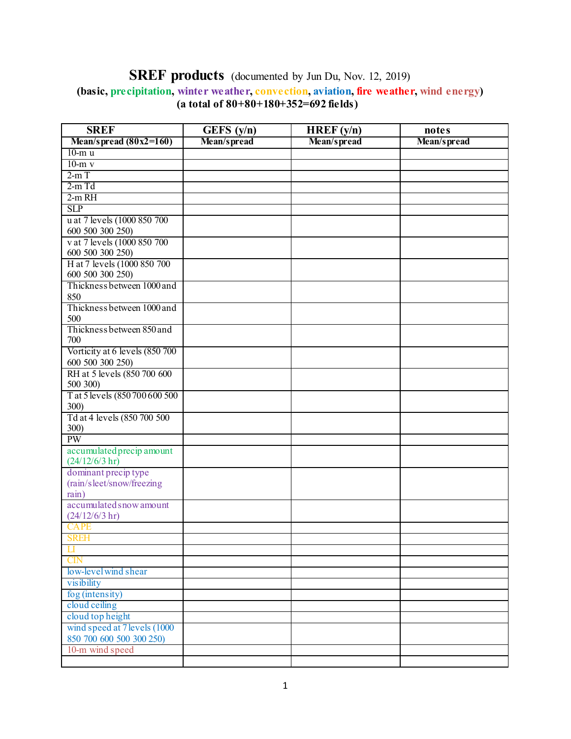# SREF products (documented by Jun Du, Nov. 12, 2019)

**(basic, precipitation, winter weather, convection, aviation, fire weather, wind energy)**

**(a total of 80+80+180+352=692 fields)**

| SREF | GEFS (y/n) | HREF (y/n) | notes |
|---|---|---|---|
| **Mean/spread (80x2=160)** | **Mean/spread** | **Mean/spread** | **Mean/spread** |
| 10-m u | | | |
| 10-m v | | | |
| 2-m T | | | |
| 2-m Td | | | |
| 2-m RH | | | |
| SLP | | | |
| u at 7 levels (1000 850 700 600 500 300 250) | | | |
| v at 7 levels (1000 850 700 600 500 300 250) | | | |
| H at 7 levels (1000 850 700 600 500 300 250) | | | |
| Thickness between 1000 and 850 | | | |
| Thickness between 1000 and 500 | | | |
| Thickness between 850 and 700 | | | |
| Vorticity at 6 levels (850 700 600 500 300 250) | | | |
| RH at 5 levels (850 700 600 500 300) | | | |
| T at 5 levels (850 700 600 500 300) | | | |
| Td at 4 levels (850 700 500 300) | | | |
| PW | | | |
| accumulated precip amount (24/12/6/3 hr) | | | |
| dominant precip type (rain/sleet/snow/freezing rain) | | | |
| accumulated snow amount (24/12/6/3 hr) | | | |
| CAPE | | | |
| SREH | | | |
| LI | | | |
| CIN | | | |
| low-level wind shear | | | |
| visibility | | | |
| fog (intensity) | | | |
| cloud ceiling | | | |
| cloud top height | | | |
| wind speed at 7 levels (1000 850 700 600 500 300 250) | | | |
| 10-m wind speed | | | |
| | | | |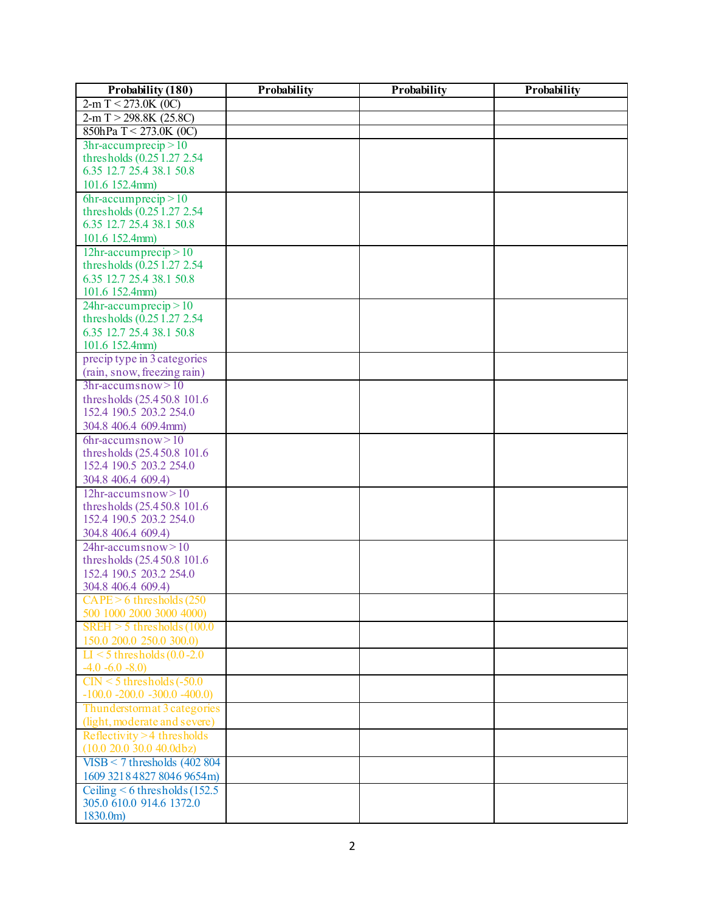| Probability (180) | Probability | Probability | Probability |
|---|---|---|---|
| 2-m T < 273.0K (0C) | | | |
| 2-m T > 298.8K (25.8C) | | | |
| 850hPa T < 273.0K (0C) | | | |
| 3hr-accumprecip > 10 thresholds (0.25 1.27 2.54 6.35 12.7 25.4 38.1 50.8 101.6 152.4mm) | | | |
| 6hr-accumprecip > 10 thresholds (0.25 1.27 2.54 6.35 12.7 25.4 38.1 50.8 101.6 152.4mm) | | | |
| 12hr-accumprecip > 10 thresholds (0.25 1.27 2.54 6.35 12.7 25.4 38.1 50.8 101.6 152.4mm) | | | |
| 24hr-accumprecip > 10 thresholds (0.25 1.27 2.54 6.35 12.7 25.4 38.1 50.8 101.6 152.4mm) | | | |
| precip type in 3 categories (rain, snow, freezing rain) | | | |
| 3hr-accumsnow > 10 thresholds (25.4 50.8 101.6 152.4 190.5 203.2 254.0 304.8 406.4 609.4mm) | | | |
| 6hr-accumsnow > 10 thresholds (25.4 50.8 101.6 152.4 190.5 203.2 254.0 304.8 406.4 609.4) | | | |
| 12hr-accumsnow > 10 thresholds (25.4 50.8 101.6 152.4 190.5 203.2 254.0 304.8 406.4 609.4) | | | |
| 24hr-accumsnow > 10 thresholds (25.4 50.8 101.6 152.4 190.5 203.2 254.0 304.8 406.4 609.4) | | | |
| CAPE > 6 thresholds (250 500 1000 2000 3000 4000) | | | |
| SREH > 5 thresholds (100.0 150.0 200.0 250.0 300.0) | | | |
| LI < 5 thresholds (0.0 -2.0 -4.0 -6.0 -8.0) | | | |
| CIN < 5 thresholds (-50.0 -100.0 -200.0 -300.0 -400.0) | | | |
| Thunderstormat 3 categories (light, moderate and severe) | | | |
| Reflectivity > 4 thresholds (10.0 20.0 30.0 40.0dbz) | | | |
| VISB < 7 thresholds (402 804 1609 3218 4827 8046 9654m) | | | |
| Ceiling < 6 thresholds (152.5 305.0 610.0 914.6 1372.0 1830.0m) | | | |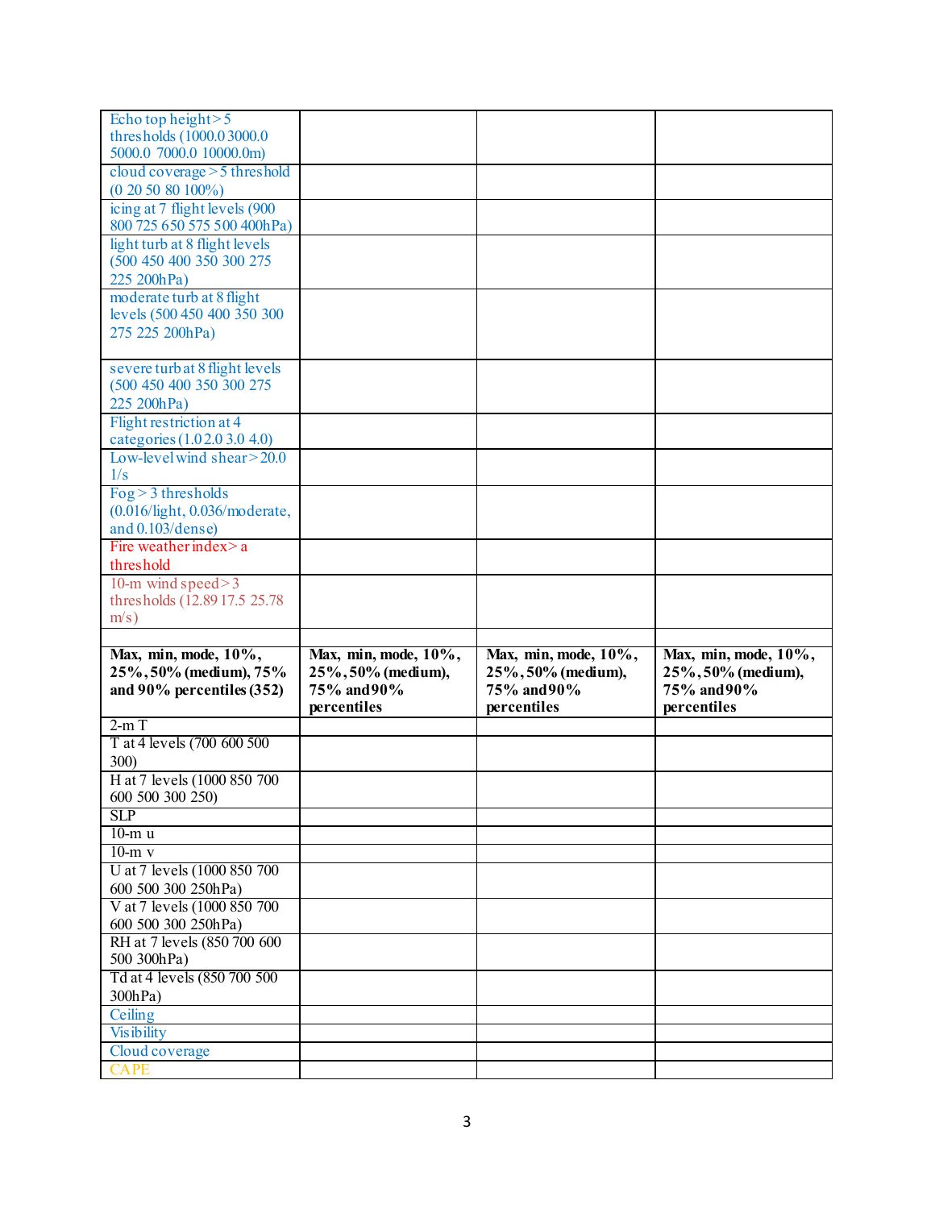| | | | |
|---|---|---|---|
| Echo top height > 5 thresholds (1000.0 3000.0 5000.0 7000.0 10000.0m) | | | |
| cloud coverage > 5 threshold (0 20 50 80 100%) | | | |
| icing at 7 flight levels (900 800 725 650 575 500 400hPa) | | | |
| light turb at 8 flight levels (500 450 400 350 300 275 225 200hPa) | | | |
| moderate turb at 8 flight levels (500 450 400 350 300 275 225 200hPa) | | | |
| severe turb at 8 flight levels (500 450 400 350 300 275 225 200hPa) | | | |
| Flight restriction at 4 categories (1.0 2.0 3.0 4.0) | | | |
| Low-level wind shear > 20.0 1/s | | | |
| Fog > 3 thresholds (0.016/light, 0.036/moderate, and 0.103/dense) | | | |
| Fire weather index > a threshold | | | |
| 10-m wind speed > 3 thresholds (12.89 17.5 25.78 m/s) | | | |
| | | | |
| **Max, min, mode, 10%, 25%, 50% (medium), 75% and 90% percentiles (352)** | **Max, min, mode, 10%, 25%, 50% (medium), 75% and 90% percentiles** | **Max, min, mode, 10%, 25%, 50% (medium), 75% and 90% percentiles** | **Max, min, mode, 10%, 25%, 50% (medium), 75% and 90% percentiles** |
| 2-m T | | | |
| T at 4 levels (700 600 500 300) | | | |
| H at 7 levels (1000 850 700 600 500 300 250) | | | |
| SLP | | | |
| 10-m u | | | |
| 10-m v | | | |
| U at 7 levels (1000 850 700 600 500 300 250hPa) | | | |
| V at 7 levels (1000 850 700 600 500 300 250hPa) | | | |
| RH at 7 levels (850 700 600 500 300hPa) | | | |
| Td at 4 levels (850 700 500 300hPa) | | | |
| Ceiling | | | |
| Visibility | | | |
| Cloud coverage | | | |
| CAPE | | | |